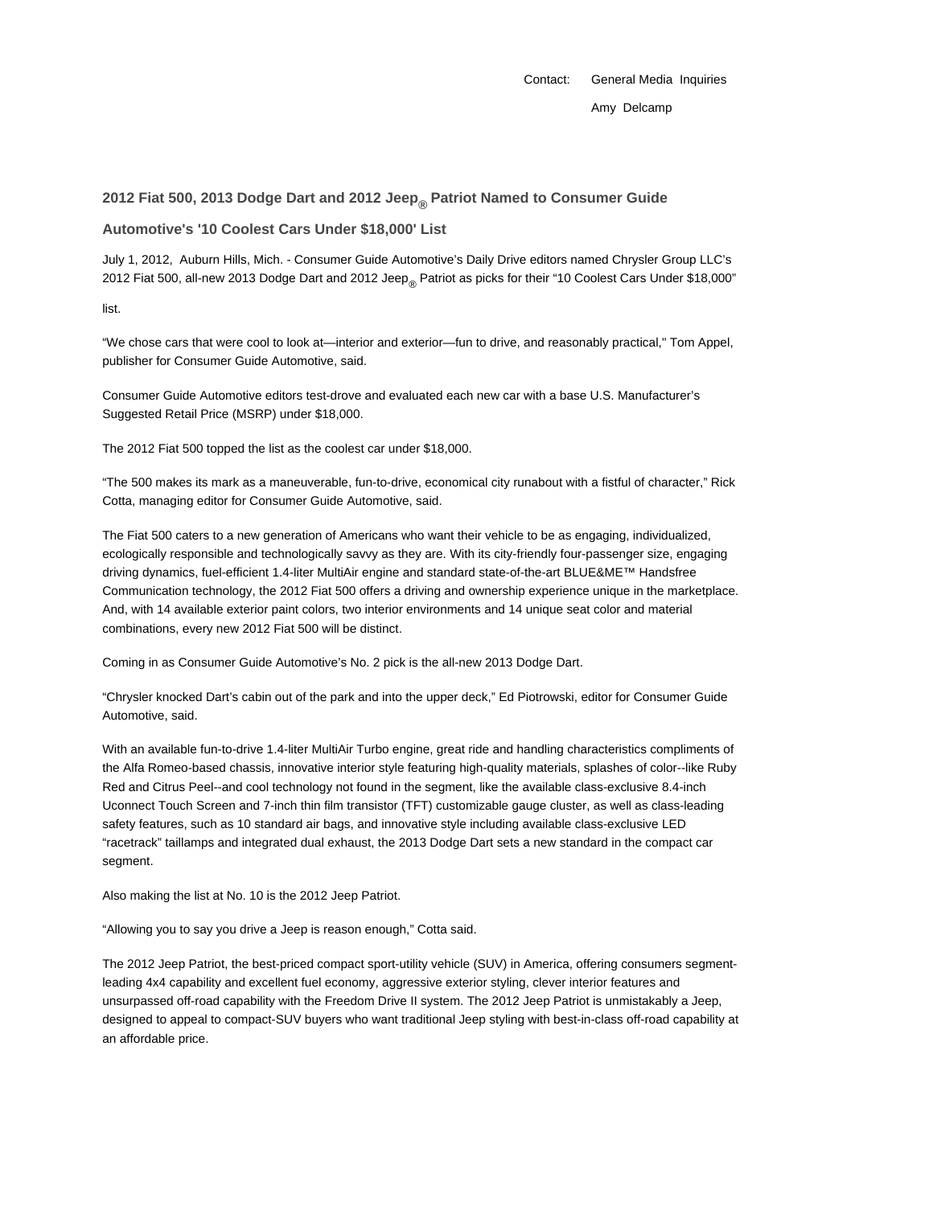Contact: General Media Inquiries

Amy Delcamp

## 2012 Fiat 500, 2013 Dodge Dart and 2012 Jeep® Patriot Named to Consumer Guide Automotive's '10 Coolest Cars Under $18,000' List

July 1, 2012, Auburn Hills, Mich. - Consumer Guide Automotive's Daily Drive editors named Chrysler Group LLC's 2012 Fiat 500, all-new 2013 Dodge Dart and 2012 Jeep® Patriot as picks for their "10 Coolest Cars Under $18,000" list.

"We chose cars that were cool to look at—interior and exterior—fun to drive, and reasonably practical," Tom Appel, publisher for Consumer Guide Automotive, said.

Consumer Guide Automotive editors test-drove and evaluated each new car with a base U.S. Manufacturer's Suggested Retail Price (MSRP) under $18,000.

The 2012 Fiat 500 topped the list as the coolest car under $18,000.

"The 500 makes its mark as a maneuverable, fun-to-drive, economical city runabout with a fistful of character," Rick Cotta, managing editor for Consumer Guide Automotive, said.

The Fiat 500 caters to a new generation of Americans who want their vehicle to be as engaging, individualized, ecologically responsible and technologically savvy as they are. With its city-friendly four-passenger size, engaging driving dynamics, fuel-efficient 1.4-liter MultiAir engine and standard state-of-the-art BLUE&ME™ Handsfree Communication technology, the 2012 Fiat 500 offers a driving and ownership experience unique in the marketplace. And, with 14 available exterior paint colors, two interior environments and 14 unique seat color and material combinations, every new 2012 Fiat 500 will be distinct.

Coming in as Consumer Guide Automotive's No. 2 pick is the all-new 2013 Dodge Dart.

"Chrysler knocked Dart's cabin out of the park and into the upper deck," Ed Piotrowski, editor for Consumer Guide Automotive, said.

With an available fun-to-drive 1.4-liter MultiAir Turbo engine, great ride and handling characteristics compliments of the Alfa Romeo-based chassis, innovative interior style featuring high-quality materials, splashes of color--like Ruby Red and Citrus Peel--and cool technology not found in the segment, like the available class-exclusive 8.4-inch Uconnect Touch Screen and 7-inch thin film transistor (TFT) customizable gauge cluster, as well as class-leading safety features, such as 10 standard air bags, and innovative style including available class-exclusive LED "racetrack" taillamps and integrated dual exhaust, the 2013 Dodge Dart sets a new standard in the compact car segment.

Also making the list at No. 10 is the 2012 Jeep Patriot.

"Allowing you to say you drive a Jeep is reason enough," Cotta said.

The 2012 Jeep Patriot, the best-priced compact sport-utility vehicle (SUV) in America, offering consumers segment-leading 4x4 capability and excellent fuel economy, aggressive exterior styling, clever interior features and unsurpassed off-road capability with the Freedom Drive II system. The 2012 Jeep Patriot is unmistakably a Jeep, designed to appeal to compact-SUV buyers who want traditional Jeep styling with best-in-class off-road capability at an affordable price.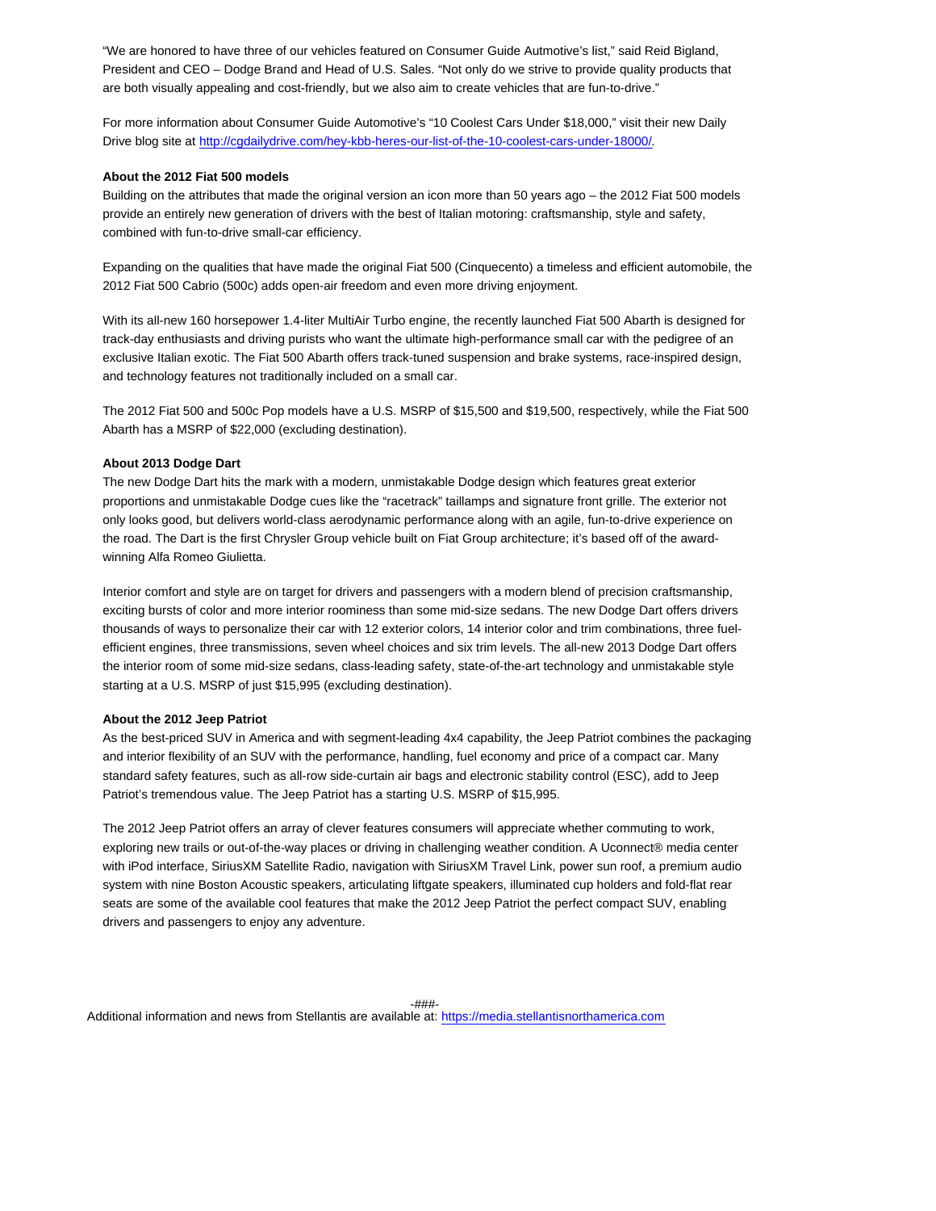"We are honored to have three of our vehicles featured on Consumer Guide Autmotive's list," said Reid Bigland, President and CEO – Dodge Brand and Head of U.S. Sales. "Not only do we strive to provide quality products that are both visually appealing and cost-friendly, but we also aim to create vehicles that are fun-to-drive."

For more information about Consumer Guide Automotive's "10 Coolest Cars Under $18,000," visit their new Daily Drive blog site at http://cgdailydrive.com/hey-kbb-heres-our-list-of-the-10-coolest-cars-under-18000/.

**About the 2012 Fiat 500 models**

Building on the attributes that made the original version an icon more than 50 years ago – the 2012 Fiat 500 models provide an entirely new generation of drivers with the best of Italian motoring: craftsmanship, style and safety, combined with fun-to-drive small-car efficiency.

Expanding on the qualities that have made the original Fiat 500 (Cinquecento) a timeless and efficient automobile, the 2012 Fiat 500 Cabrio (500c) adds open-air freedom and even more driving enjoyment.

With its all-new 160 horsepower 1.4-liter MultiAir Turbo engine, the recently launched Fiat 500 Abarth is designed for track-day enthusiasts and driving purists who want the ultimate high-performance small car with the pedigree of an exclusive Italian exotic. The Fiat 500 Abarth offers track-tuned suspension and brake systems, race-inspired design, and technology features not traditionally included on a small car.

The 2012 Fiat 500 and 500c Pop models have a U.S. MSRP of $15,500 and $19,500, respectively, while the Fiat 500 Abarth has a MSRP of $22,000 (excluding destination).

**About 2013 Dodge Dart**

The new Dodge Dart hits the mark with a modern, unmistakable Dodge design which features great exterior proportions and unmistakable Dodge cues like the "racetrack" taillamps and signature front grille. The exterior not only looks good, but delivers world-class aerodynamic performance along with an agile, fun-to-drive experience on the road. The Dart is the first Chrysler Group vehicle built on Fiat Group architecture; it's based off of the award-winning Alfa Romeo Giulietta.

Interior comfort and style are on target for drivers and passengers with a modern blend of precision craftsmanship, exciting bursts of color and more interior roominess than some mid-size sedans. The new Dodge Dart offers drivers thousands of ways to personalize their car with 12 exterior colors, 14 interior color and trim combinations, three fuel-efficient engines, three transmissions, seven wheel choices and six trim levels. The all-new 2013 Dodge Dart offers the interior room of some mid-size sedans, class-leading safety, state-of-the-art technology and unmistakable style starting at a U.S. MSRP of just $15,995 (excluding destination).

**About the 2012 Jeep Patriot**

As the best-priced SUV in America and with segment-leading 4x4 capability, the Jeep Patriot combines the packaging and interior flexibility of an SUV with the performance, handling, fuel economy and price of a compact car. Many standard safety features, such as all-row side-curtain air bags and electronic stability control (ESC), add to Jeep Patriot's tremendous value. The Jeep Patriot has a starting U.S. MSRP of $15,995.

The 2012 Jeep Patriot offers an array of clever features consumers will appreciate whether commuting to work, exploring new trails or out-of-the-way places or driving in challenging weather condition. A Uconnect® media center with iPod interface, SiriusXM Satellite Radio, navigation with SiriusXM Travel Link, power sun roof, a premium audio system with nine Boston Acoustic speakers, articulating liftgate speakers, illuminated cup holders and fold-flat rear seats are some of the available cool features that make the 2012 Jeep Patriot the perfect compact SUV, enabling drivers and passengers to enjoy any adventure.

-###-

Additional information and news from Stellantis are available at: https://media.stellantisnorthamerica.com